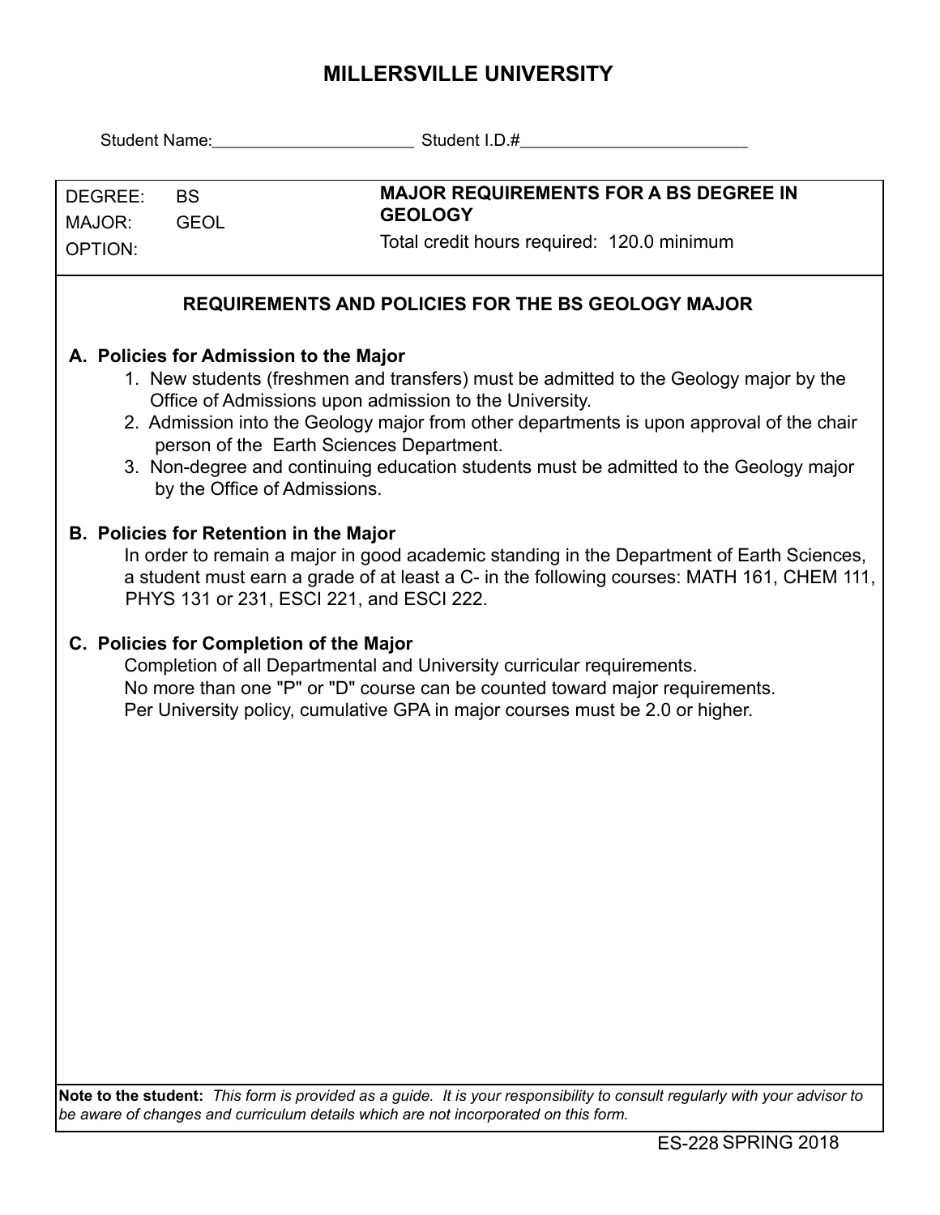# MILLERSVILLE UNIVERSITY

Student Name:______________________ Student I.D.#_________________________

| DEGREE: BS<br>MAJOR: GEOL<br>OPTION: | **MAJOR REQUIREMENTS FOR A BS DEGREE IN GEOLOGY**<br>Total credit hours required: 120.0 minimum |
|---|---|

## REQUIREMENTS AND POLICIES FOR THE BS GEOLOGY MAJOR

### A. Policies for Admission to the Major

1. New students (freshmen and transfers) must be admitted to the Geology major by the Office of Admissions upon admission to the University.
2. Admission into the Geology major from other departments is upon approval of the chair person of the Earth Sciences Department.
3. Non-degree and continuing education students must be admitted to the Geology major by the Office of Admissions.

### B. Policies for Retention in the Major

In order to remain a major in good academic standing in the Department of Earth Sciences, a student must earn a grade of at least a C- in the following courses: MATH 161, CHEM 111, PHYS 131 or 231, ESCI 221, and ESCI 222.

### C. Policies for Completion of the Major

Completion of all Departmental and University curricular requirements.
No more than one "P" or "D" course can be counted toward major requirements.
Per University policy, cumulative GPA in major courses must be 2.0 or higher.

**Note to the student:** *This form is provided as a guide. It is your responsibility to consult regularly with your advisor to be aware of changes and curriculum details which are not incorporated on this form.*

ES-228 SPRING 2018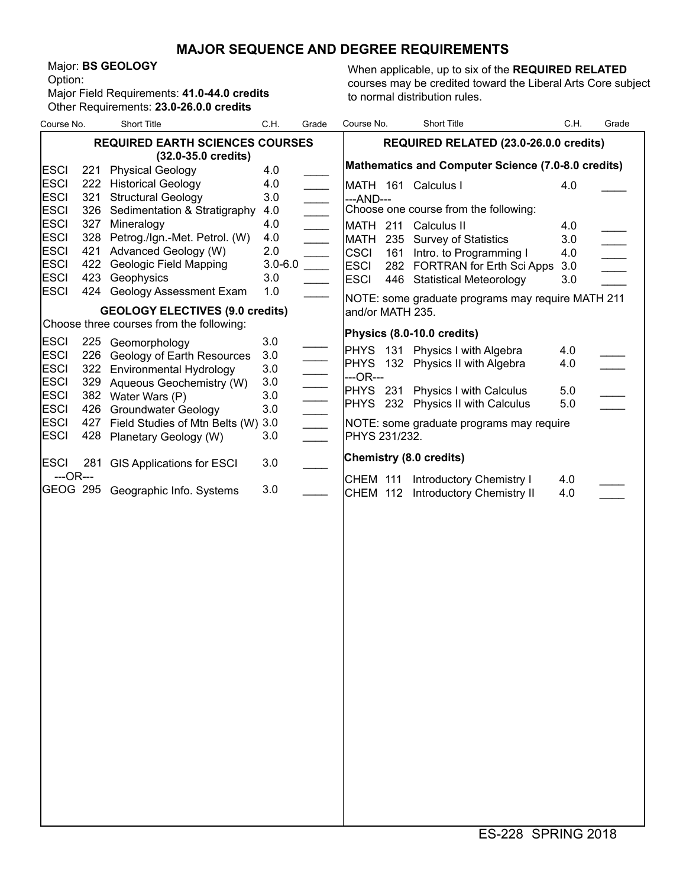# MAJOR SEQUENCE AND DEGREE REQUIREMENTS

Major: **BS GEOLOGY**
Option:
Major Field Requirements: **41.0-44.0 credits**
Other Requirements: **23.0-26.0.0 credits**

When applicable, up to six of the **REQUIRED RELATED** courses may be credited toward the Liberal Arts Core subject to normal distribution rules.

## REQUIRED EARTH SCIENCES COURSES (32.0-35.0 credits)

| Course No. | | Short Title | C.H. | Grade |
|---|---|---|---|---|
| ESCI | 221 | Physical Geology | 4.0 | ____ |
| ESCI | 222 | Historical Geology | 4.0 | ____ |
| ESCI | 321 | Structural Geology | 3.0 | ____ |
| ESCI | 326 | Sedimentation & Stratigraphy | 4.0 | ____ |
| ESCI | 327 | Mineralogy | 4.0 | ____ |
| ESCI | 328 | Petrog./Ign.-Met. Petrol. (W) | 4.0 | ____ |
| ESCI | 421 | Advanced Geology (W) | 2.0 | ____ |
| ESCI | 422 | Geologic Field Mapping | 3.0-6.0 | ____ |
| ESCI | 423 | Geophysics | 3.0 | ____ |
| ESCI | 424 | Geology Assessment Exam | 1.0 | ____ |

## GEOLOGY ELECTIVES (9.0 credits)

Choose three courses from the following:

| Course No. | | Short Title | C.H. | Grade |
|---|---|---|---|---|
| ESCI | 225 | Geomorphology | 3.0 | ____ |
| ESCI | 226 | Geology of Earth Resources | 3.0 | ____ |
| ESCI | 322 | Environmental Hydrology | 3.0 | ____ |
| ESCI | 329 | Aqueous Geochemistry (W) | 3.0 | ____ |
| ESCI | 382 | Water Wars (P) | 3.0 | ____ |
| ESCI | 426 | Groundwater Geology | 3.0 | ____ |
| ESCI | 427 | Field Studies of Mtn Belts (W) | 3.0 | ____ |
| ESCI | 428 | Planetary Geology (W) | 3.0 | ____ |

| Course No. | | Short Title | C.H. | Grade |
|---|---|---|---|---|
| ESCI | 281 | GIS Applications for ESCI | 3.0 | ____ |
| ---OR--- | | | | |
| GEOG | 295 | Geographic Info. Systems | 3.0 | ____ |

## REQUIRED RELATED (23.0-26.0.0 credits)

### Mathematics and Computer Science (7.0-8.0 credits)

| Course No. | | Short Title | C.H. | Grade |
|---|---|---|---|---|
| MATH | 161 | Calculus I | 4.0 | ____ |

---AND---
Choose one course from the following:

| Course No. | | Short Title | C.H. | Grade |
|---|---|---|---|---|
| MATH | 211 | Calculus II | 4.0 | ____ |
| MATH | 235 | Survey of Statistics | 3.0 | ____ |
| CSCI | 161 | Intro. to Programming I | 4.0 | ____ |
| ESCI | 282 | FORTRAN for Erth Sci Apps | 3.0 | ____ |
| ESCI | 446 | Statistical Meteorology | 3.0 | ____ |

NOTE: some graduate programs may require MATH 211 and/or MATH 235.

### Physics (8.0-10.0 credits)

| Course No. | | Short Title | C.H. | Grade |
|---|---|---|---|---|
| PHYS | 131 | Physics I with Algebra | 4.0 | ____ |
| PHYS | 132 | Physics II with Algebra | 4.0 | ____ |
| ---OR--- | | | | |
| PHYS | 231 | Physics I with Calculus | 5.0 | ____ |
| PHYS | 232 | Physics II with Calculus | 5.0 | ____ |

NOTE: some graduate programs may require PHYS 231/232.

### Chemistry (8.0 credits)

| Course No. | | Short Title | C.H. | Grade |
|---|---|---|---|---|
| CHEM | 111 | Introductory Chemistry I | 4.0 | ____ |
| CHEM | 112 | Introductory Chemistry II | 4.0 | ____ |

ES-228 SPRING 2018